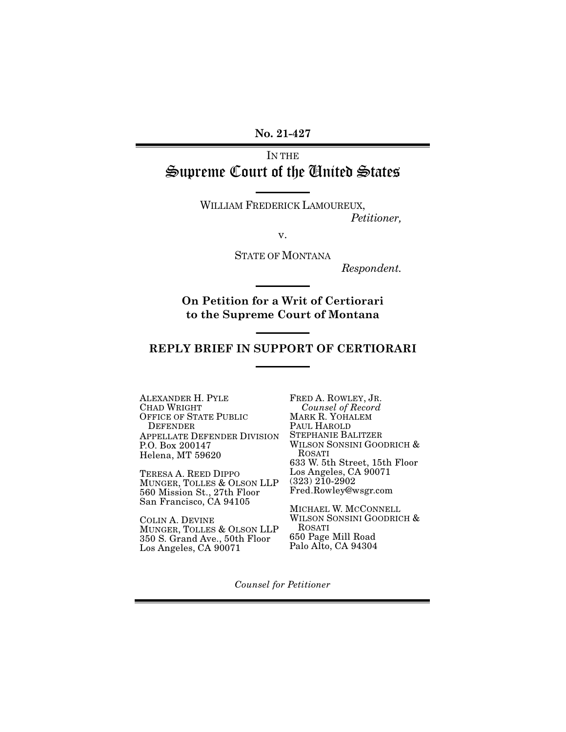No. 21-427

IN THE
# Supreme Court of the United States

WILLIAM FREDERICK LAMOUREUX,
*Petitioner,*

v.

STATE OF MONTANA
*Respondent.*

**On Petition for a Writ of Certiorari to the Supreme Court of Montana**

## REPLY BRIEF IN SUPPORT OF CERTIORARI

ALEXANDER H. PYLE
CHAD WRIGHT
OFFICE OF STATE PUBLIC DEFENDER
APPELLATE DEFENDER DIVISION
P.O. Box 200147
Helena, MT 59620

TERESA A. REED DIPPO
MUNGER, TOLLES & OLSON LLP
560 Mission St., 27th Floor
San Francisco, CA 94105

COLIN A. DEVINE
MUNGER, TOLLES & OLSON LLP
350 S. Grand Ave., 50th Floor
Los Angeles, CA 90071

FRED A. ROWLEY, JR.
*Counsel of Record*
MARK R. YOHALEM
PAUL HAROLD
STEPHANIE BALITZER
WILSON SONSINI GOODRICH & ROSATI
633 W. 5th Street, 15th Floor
Los Angeles, CA 90071
(323) 210-2902
Fred.Rowley@wsgr.com

MICHAEL W. MCCONNELL
WILSON SONSINI GOODRICH & ROSATI
650 Page Mill Road
Palo Alto, CA 94304

*Counsel for Petitioner*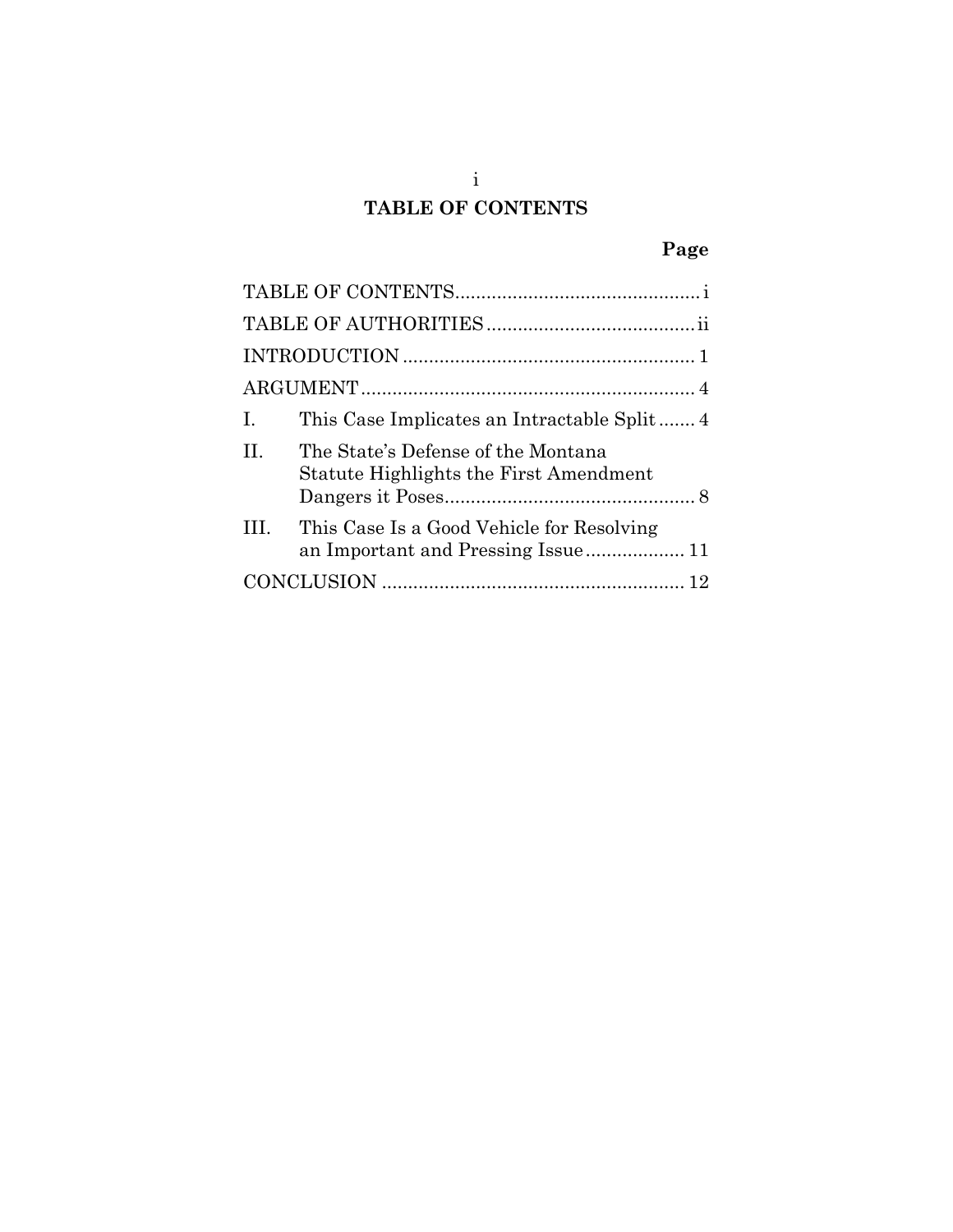# TABLE OF CONTENTS

| | Page |
|---|---|
| TABLE OF CONTENTS | i |
| TABLE OF AUTHORITIES | ii |
| INTRODUCTION | 1 |
| ARGUMENT | 4 |
| I. This Case Implicates an Intractable Split | 4 |
| II. The State's Defense of the Montana Statute Highlights the First Amendment Dangers it Poses | 8 |
| III. This Case Is a Good Vehicle for Resolving an Important and Pressing Issue | 11 |
| CONCLUSION | 12 |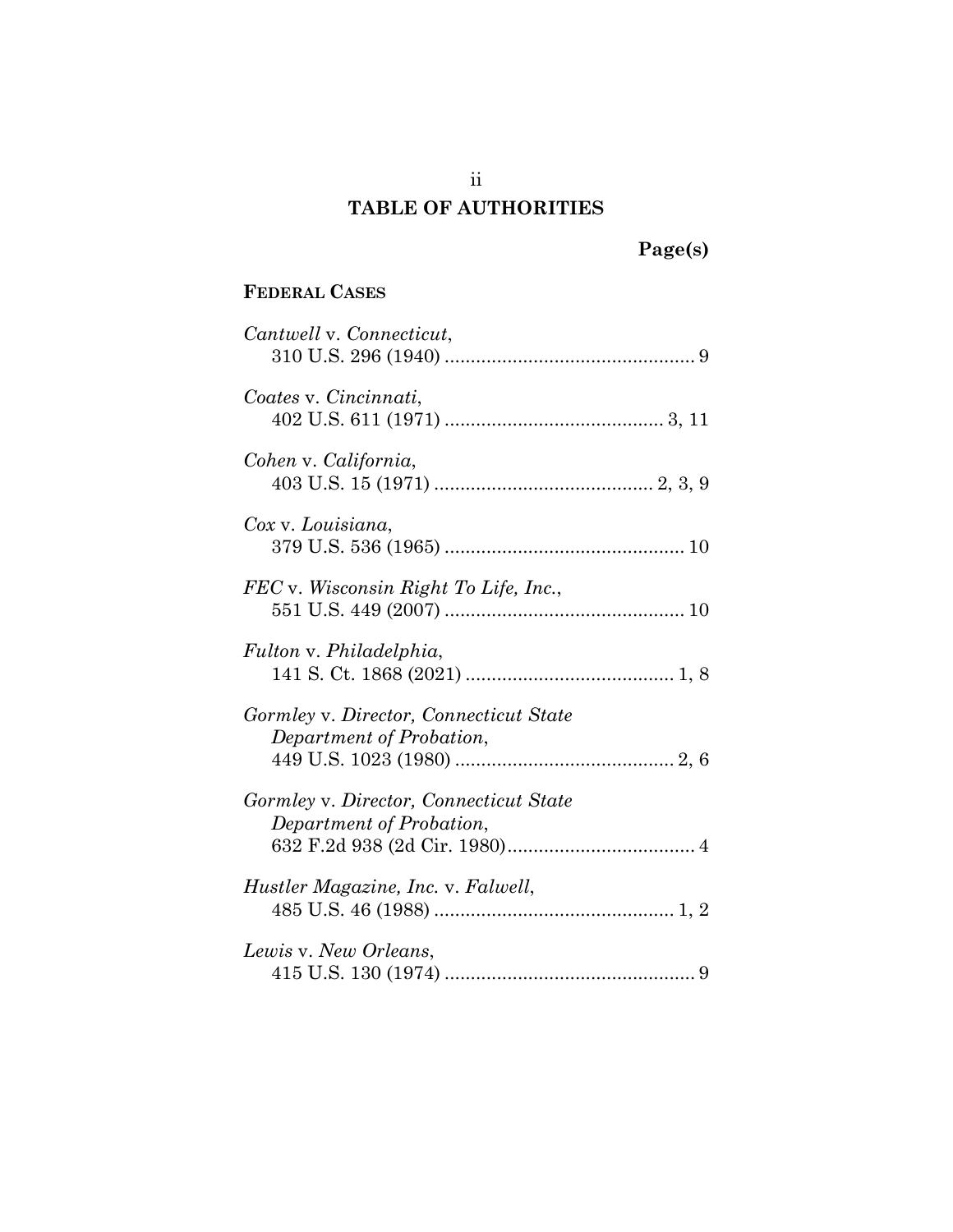# TABLE OF AUTHORITIES

**Page(s)**

**FEDERAL CASES**

*Cantwell* v. *Connecticut*,
310 U.S. 296 (1940) ................................................ 9

*Coates* v. *Cincinnati*,
402 U.S. 611 (1971) .......................................... 3, 11

*Cohen* v. *California*,
403 U.S. 15 (1971) .......................................... 2, 3, 9

*Cox* v. *Louisiana*,
379 U.S. 536 (1965) .............................................. 10

*FEC* v. *Wisconsin Right To Life, Inc.*,
551 U.S. 449 (2007) .............................................. 10

*Fulton* v. *Philadelphia*,
141 S. Ct. 1868 (2021) ........................................ 1, 8

*Gormley* v. *Director, Connecticut State Department of Probation*,
449 U.S. 1023 (1980) .......................................... 2, 6

*Gormley* v. *Director, Connecticut State Department of Probation*,
632 F.2d 938 (2d Cir. 1980).................................... 4

*Hustler Magazine, Inc.* v. *Falwell*,
485 U.S. 46 (1988) .............................................. 1, 2

*Lewis* v. *New Orleans*,
415 U.S. 130 (1974) ................................................ 9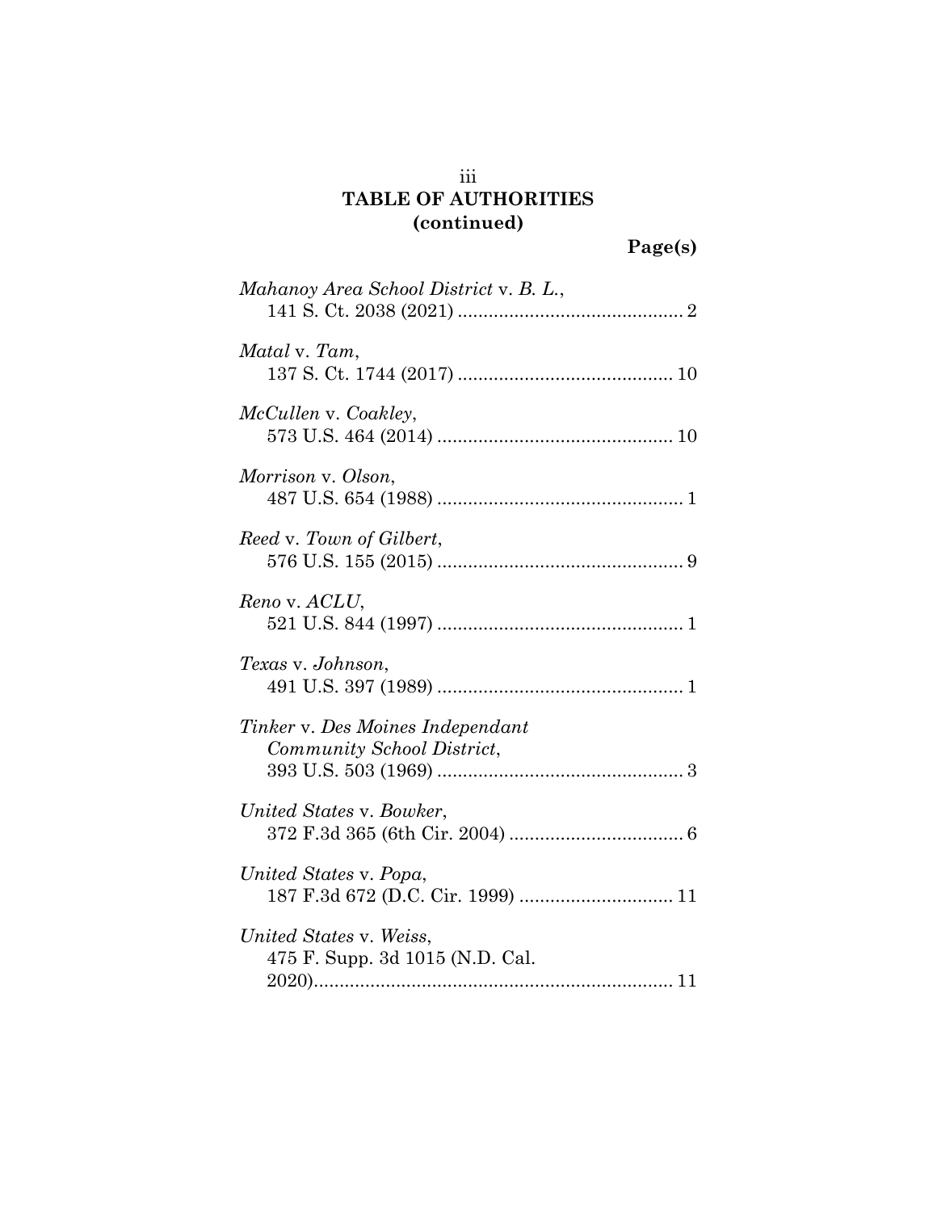# TABLE OF AUTHORITIES
## (continued)

**Page(s)**

*Mahanoy Area School District* v. *B. L.*,
141 S. Ct. 2038 (2021) ............................................ 2

*Matal* v. *Tam*,
137 S. Ct. 1744 (2017) .......................................... 10

*McCullen* v. *Coakley*,
573 U.S. 464 (2014) .............................................. 10

*Morrison* v. *Olson*,
487 U.S. 654 (1988) ................................................ 1

*Reed* v. *Town of Gilbert*,
576 U.S. 155 (2015) ................................................ 9

*Reno* v. *ACLU*,
521 U.S. 844 (1997) ................................................ 1

*Texas* v. *Johnson*,
491 U.S. 397 (1989) ................................................ 1

*Tinker* v. *Des Moines Independant Community School District*,
393 U.S. 503 (1969) ................................................ 3

*United States* v. *Bowker*,
372 F.3d 365 (6th Cir. 2004) .................................. 6

*United States* v. *Popa*,
187 F.3d 672 (D.C. Cir. 1999) .............................. 11

*United States* v. *Weiss*,
475 F. Supp. 3d 1015 (N.D. Cal. 2020)...................................................................... 11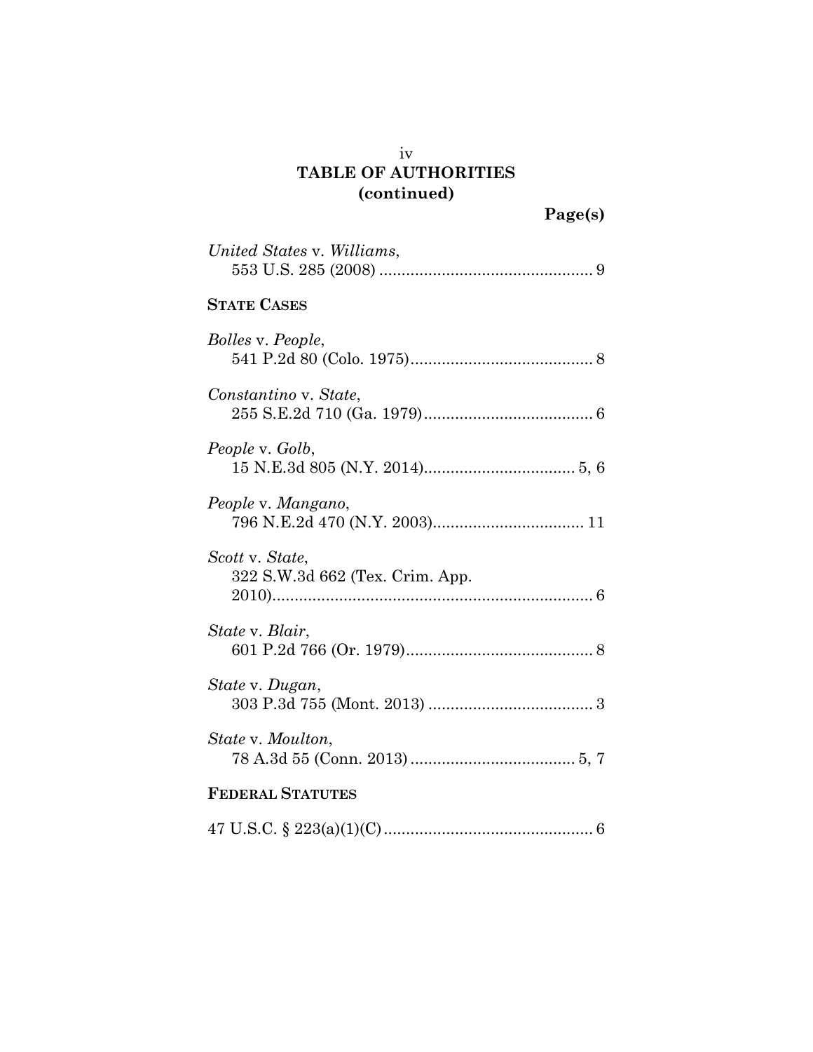# TABLE OF AUTHORITIES (continued)

**Page(s)**

*United States* v. *Williams*,
553 U.S. 285 (2008) .................................................. 9

**STATE CASES**

*Bolles* v. *People*,
541 P.2d 80 (Colo. 1975).......................................... 8

*Constantino* v. *State*,
255 S.E.2d 710 (Ga. 1979)....................................... 6

*People* v. *Golb*,
15 N.E.3d 805 (N.Y. 2014)................................... 5, 6

*People* v. *Mangano*,
796 N.E.2d 470 (N.Y. 2003)................................... 11

*Scott* v. *State*,
322 S.W.3d 662 (Tex. Crim. App.
2010)......................................................................... 6

*State* v. *Blair*,
601 P.2d 766 (Or. 1979)........................................... 8

*State* v. *Dugan*,
303 P.3d 755 (Mont. 2013) ...................................... 3

*State* v. *Moulton*,
78 A.3d 55 (Conn. 2013) ...................................... 5, 7

**FEDERAL STATUTES**

47 U.S.C. § 223(a)(1)(C) ................................................ 6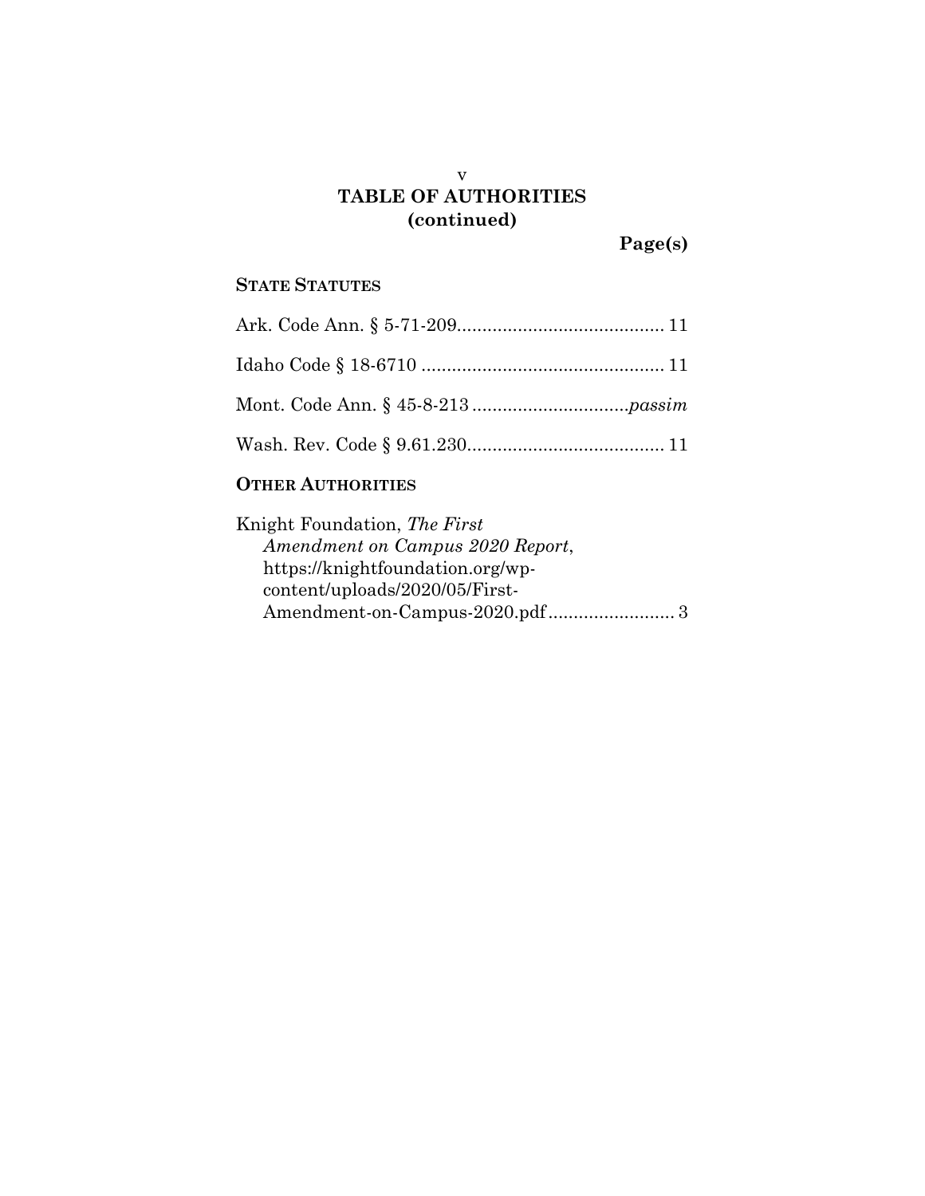# TABLE OF AUTHORITIES (continued)

**Page(s)**

**STATE STATUTES**

Ark. Code Ann. § 5-71-209 ........................................ 11

Idaho Code § 18-6710 ............................................... 11

Mont. Code Ann. § 45-8-213 .............................. *passim*

Wash. Rev. Code § 9.61.230 ...................................... 11

**OTHER AUTHORITIES**

Knight Foundation, *The First Amendment on Campus 2020 Report*, https://knightfoundation.org/wp-content/uploads/2020/05/First-Amendment-on-Campus-2020.pdf ........................ 3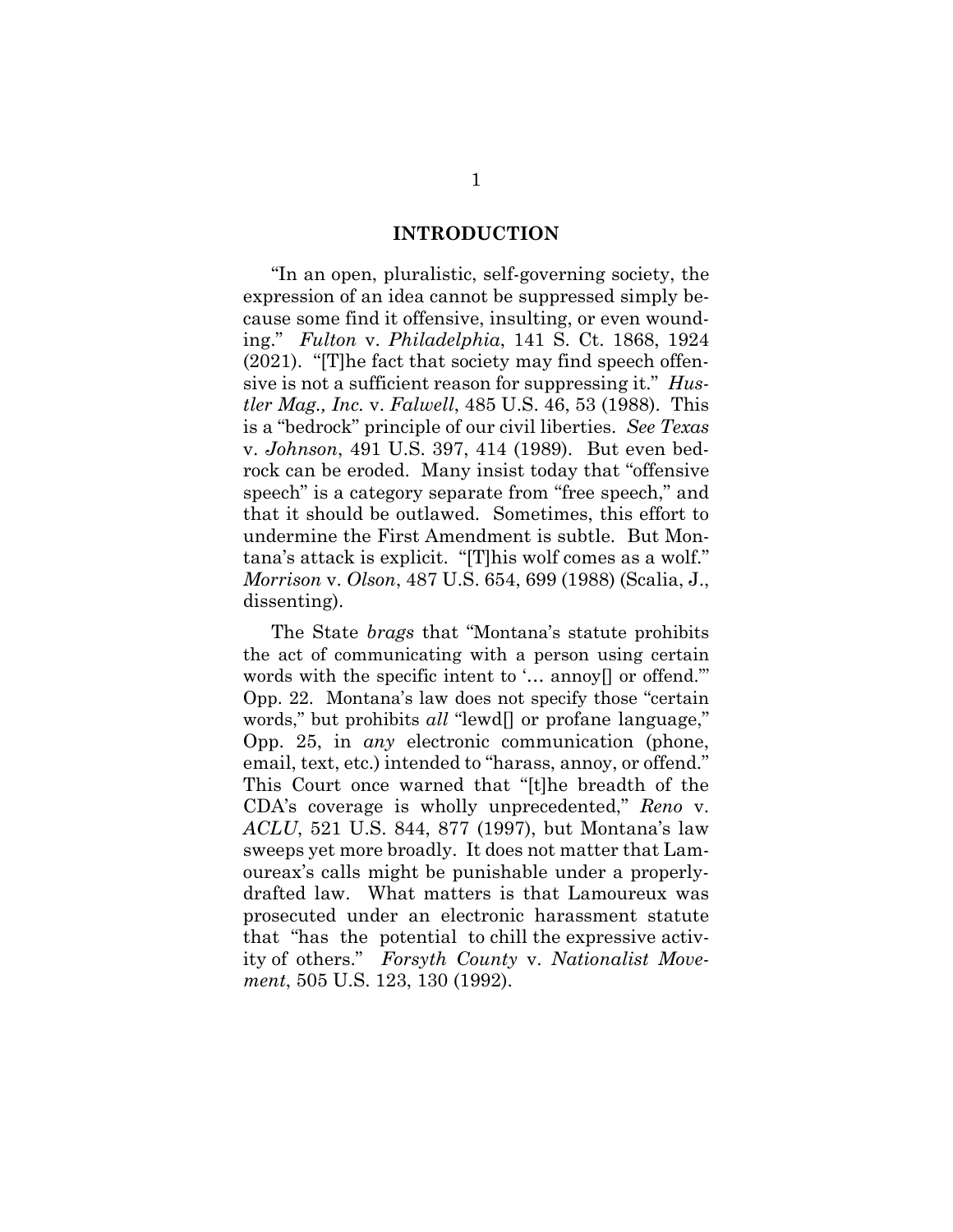## INTRODUCTION

"In an open, pluralistic, self-governing society, the expression of an idea cannot be suppressed simply because some find it offensive, insulting, or even wounding." *Fulton* v. *Philadelphia*, 141 S. Ct. 1868, 1924 (2021). "[T]he fact that society may find speech offensive is not a sufficient reason for suppressing it." *Hustler Mag., Inc.* v. *Falwell*, 485 U.S. 46, 53 (1988). This is a "bedrock" principle of our civil liberties. *See Texas* v. *Johnson*, 491 U.S. 397, 414 (1989). But even bedrock can be eroded. Many insist today that "offensive speech" is a category separate from "free speech," and that it should be outlawed. Sometimes, this effort to undermine the First Amendment is subtle. But Montana's attack is explicit. "[T]his wolf comes as a wolf." *Morrison* v. *Olson*, 487 U.S. 654, 699 (1988) (Scalia, J., dissenting).

The State *brags* that "Montana's statute prohibits the act of communicating with a person using certain words with the specific intent to '… annoy[] or offend.'" Opp. 22. Montana's law does not specify those "certain words," but prohibits *all* "lewd[] or profane language," Opp. 25, in *any* electronic communication (phone, email, text, etc.) intended to "harass, annoy, or offend." This Court once warned that "[t]he breadth of the CDA's coverage is wholly unprecedented," *Reno* v. *ACLU*, 521 U.S. 844, 877 (1997), but Montana's law sweeps yet more broadly. It does not matter that Lamoureax's calls might be punishable under a properly-drafted law. What matters is that Lamoureux was prosecuted under an electronic harassment statute that "has the potential to chill the expressive activity of others." *Forsyth County* v. *Nationalist Movement*, 505 U.S. 123, 130 (1992).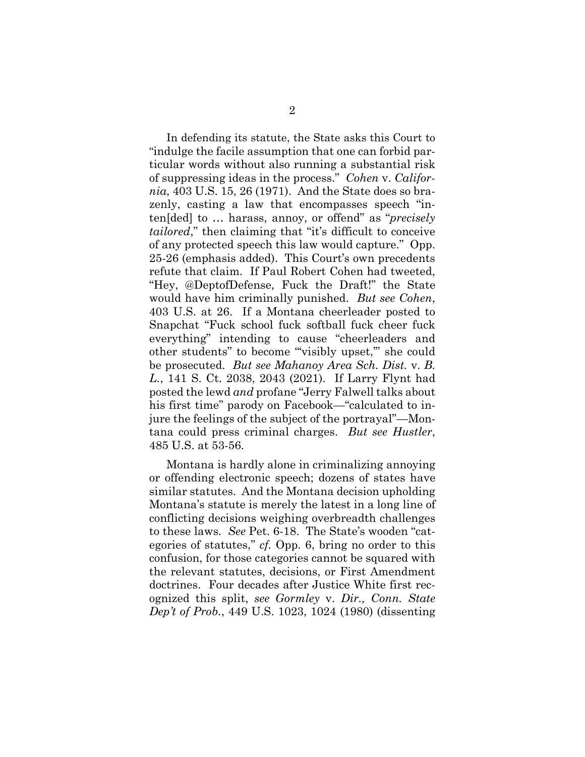In defending its statute, the State asks this Court to "indulge the facile assumption that one can forbid particular words without also running a substantial risk of suppressing ideas in the process." *Cohen* v. *California*, 403 U.S. 15, 26 (1971). And the State does so brazenly, casting a law that encompasses speech "inten[ded] to … harass, annoy, or offend" as "*precisely tailored*," then claiming that "it's difficult to conceive of any protected speech this law would capture." Opp. 25-26 (emphasis added). This Court's own precedents refute that claim. If Paul Robert Cohen had tweeted, "Hey, @DeptofDefense, Fuck the Draft!" the State would have him criminally punished. *But see Cohen*, 403 U.S. at 26. If a Montana cheerleader posted to Snapchat "Fuck school fuck softball fuck cheer fuck everything" intending to cause "cheerleaders and other students" to become '"visibly upset,"' she could be prosecuted. *But see Mahanoy Area Sch. Dist.* v. *B. L.*, 141 S. Ct. 2038, 2043 (2021). If Larry Flynt had posted the lewd *and* profane "Jerry Falwell talks about his first time" parody on Facebook—"calculated to injure the feelings of the subject of the portrayal"—Montana could press criminal charges. *But see Hustler*, 485 U.S. at 53-56.

Montana is hardly alone in criminalizing annoying or offending electronic speech; dozens of states have similar statutes. And the Montana decision upholding Montana's statute is merely the latest in a long line of conflicting decisions weighing overbreadth challenges to these laws. *See* Pet. 6-18. The State's wooden "categories of statutes," *cf.* Opp. 6, bring no order to this confusion, for those categories cannot be squared with the relevant statutes, decisions, or First Amendment doctrines. Four decades after Justice White first recognized this split, *see Gormley* v. *Dir., Conn. State Dep't of Prob.*, 449 U.S. 1023, 1024 (1980) (dissenting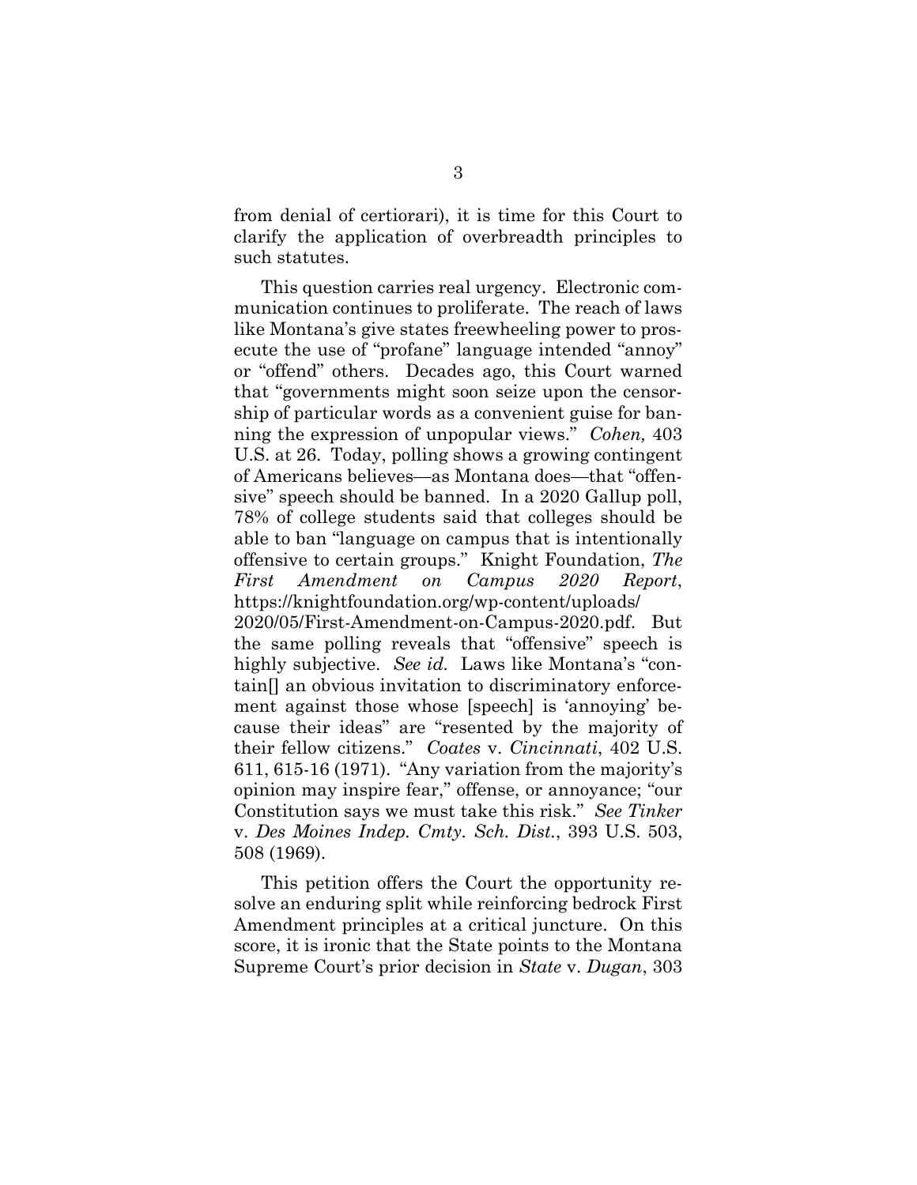from denial of certiorari), it is time for this Court to clarify the application of overbreadth principles to such statutes.

This question carries real urgency. Electronic communication continues to proliferate. The reach of laws like Montana's give states freewheeling power to prosecute the use of "profane" language intended "annoy" or "offend" others. Decades ago, this Court warned that "governments might soon seize upon the censorship of particular words as a convenient guise for banning the expression of unpopular views." *Cohen,* 403 U.S. at 26. Today, polling shows a growing contingent of Americans believes—as Montana does—that "offensive" speech should be banned. In a 2020 Gallup poll, 78% of college students said that colleges should be able to ban "language on campus that is intentionally offensive to certain groups." Knight Foundation, *The First Amendment on Campus 2020 Report*, https://knightfoundation.org/wp-content/uploads/2020/05/First-Amendment-on-Campus-2020.pdf. But the same polling reveals that "offensive" speech is highly subjective. *See id.* Laws like Montana's "contain[] an obvious invitation to discriminatory enforcement against those whose [speech] is 'annoying' because their ideas" are "resented by the majority of their fellow citizens." *Coates* v. *Cincinnati*, 402 U.S. 611, 615-16 (1971). "Any variation from the majority's opinion may inspire fear," offense, or annoyance; "our Constitution says we must take this risk." *See Tinker* v. *Des Moines Indep. Cmty. Sch. Dist.*, 393 U.S. 503, 508 (1969).

This petition offers the Court the opportunity resolve an enduring split while reinforcing bedrock First Amendment principles at a critical juncture. On this score, it is ironic that the State points to the Montana Supreme Court's prior decision in *State* v. *Dugan*, 303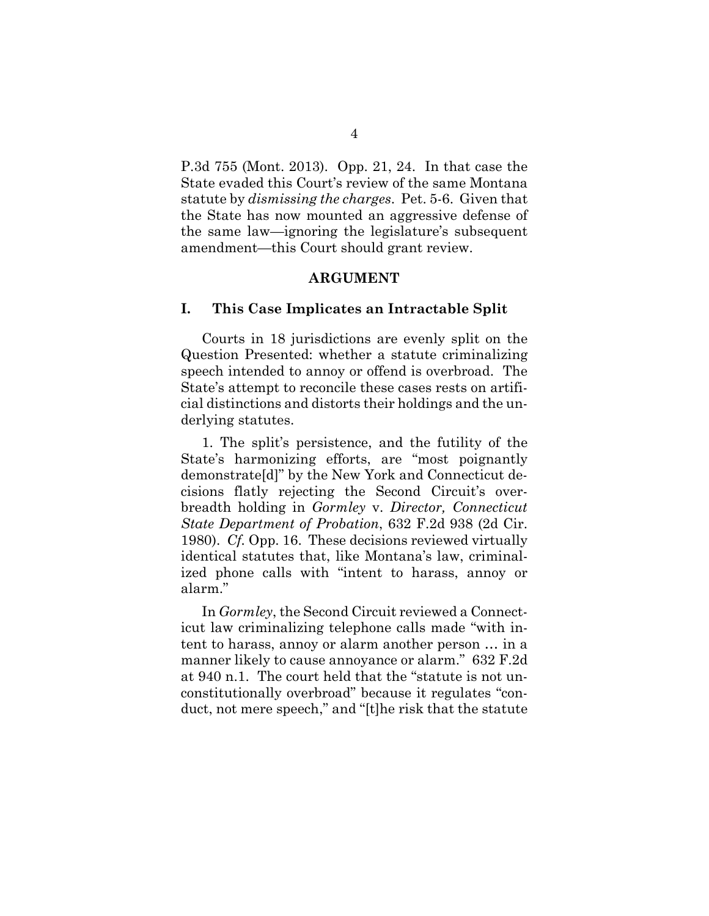P.3d 755 (Mont. 2013). Opp. 21, 24. In that case the State evaded this Court's review of the same Montana statute by *dismissing the charges*. Pet. 5-6. Given that the State has now mounted an aggressive defense of the same law—ignoring the legislature's subsequent amendment—this Court should grant review.

## ARGUMENT

### I. This Case Implicates an Intractable Split

Courts in 18 jurisdictions are evenly split on the Question Presented: whether a statute criminalizing speech intended to annoy or offend is overbroad. The State's attempt to reconcile these cases rests on artificial distinctions and distorts their holdings and the underlying statutes.

1. The split's persistence, and the futility of the State's harmonizing efforts, are "most poignantly demonstrate[d]" by the New York and Connecticut decisions flatly rejecting the Second Circuit's overbreadth holding in *Gormley* v. *Director, Connecticut State Department of Probation*, 632 F.2d 938 (2d Cir. 1980). *Cf.* Opp. 16. These decisions reviewed virtually identical statutes that, like Montana's law, criminalized phone calls with "intent to harass, annoy or alarm."

In *Gormley*, the Second Circuit reviewed a Connecticut law criminalizing telephone calls made "with intent to harass, annoy or alarm another person … in a manner likely to cause annoyance or alarm." 632 F.2d at 940 n.1. The court held that the "statute is not unconstitutionally overbroad" because it regulates "conduct, not mere speech," and "[t]he risk that the statute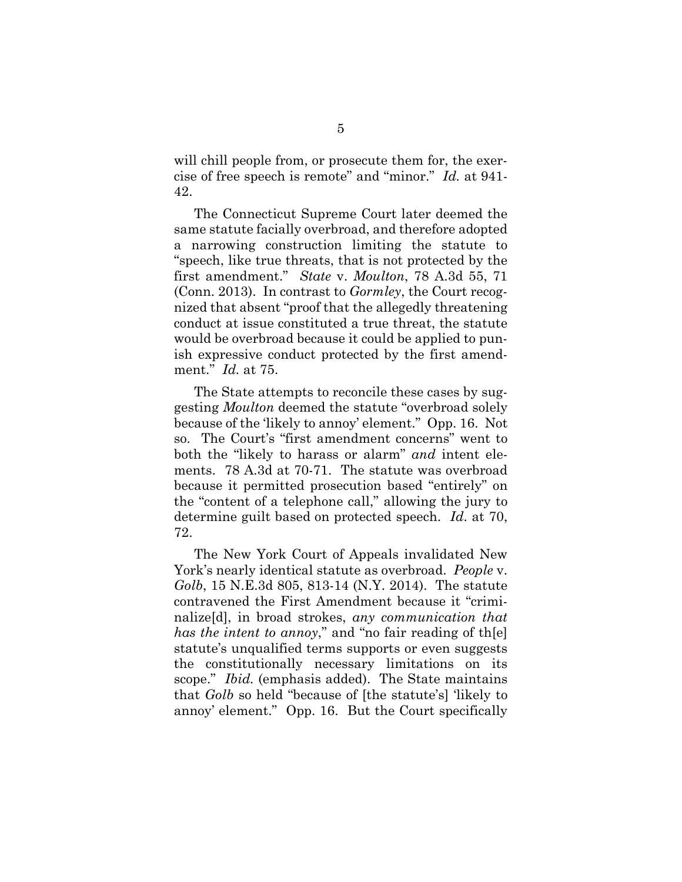will chill people from, or prosecute them for, the exercise of free speech is remote" and "minor." *Id.* at 941-42.

The Connecticut Supreme Court later deemed the same statute facially overbroad, and therefore adopted a narrowing construction limiting the statute to "speech, like true threats, that is not protected by the first amendment." *State* v. *Moulton*, 78 A.3d 55, 71 (Conn. 2013). In contrast to *Gormley*, the Court recognized that absent "proof that the allegedly threatening conduct at issue constituted a true threat, the statute would be overbroad because it could be applied to punish expressive conduct protected by the first amendment." *Id.* at 75.

The State attempts to reconcile these cases by suggesting *Moulton* deemed the statute "overbroad solely because of the 'likely to annoy' element." Opp. 16. Not so. The Court's "first amendment concerns" went to both the "likely to harass or alarm" *and* intent elements. 78 A.3d at 70-71. The statute was overbroad because it permitted prosecution based "entirely" on the "content of a telephone call," allowing the jury to determine guilt based on protected speech. *Id.* at 70, 72.

The New York Court of Appeals invalidated New York's nearly identical statute as overbroad. *People* v. *Golb*, 15 N.E.3d 805, 813-14 (N.Y. 2014). The statute contravened the First Amendment because it "criminalize[d], in broad strokes, *any communication that has the intent to annoy*," and "no fair reading of th[e] statute's unqualified terms supports or even suggests the constitutionally necessary limitations on its scope." *Ibid.* (emphasis added). The State maintains that *Golb* so held "because of [the statute's] 'likely to annoy' element." Opp. 16. But the Court specifically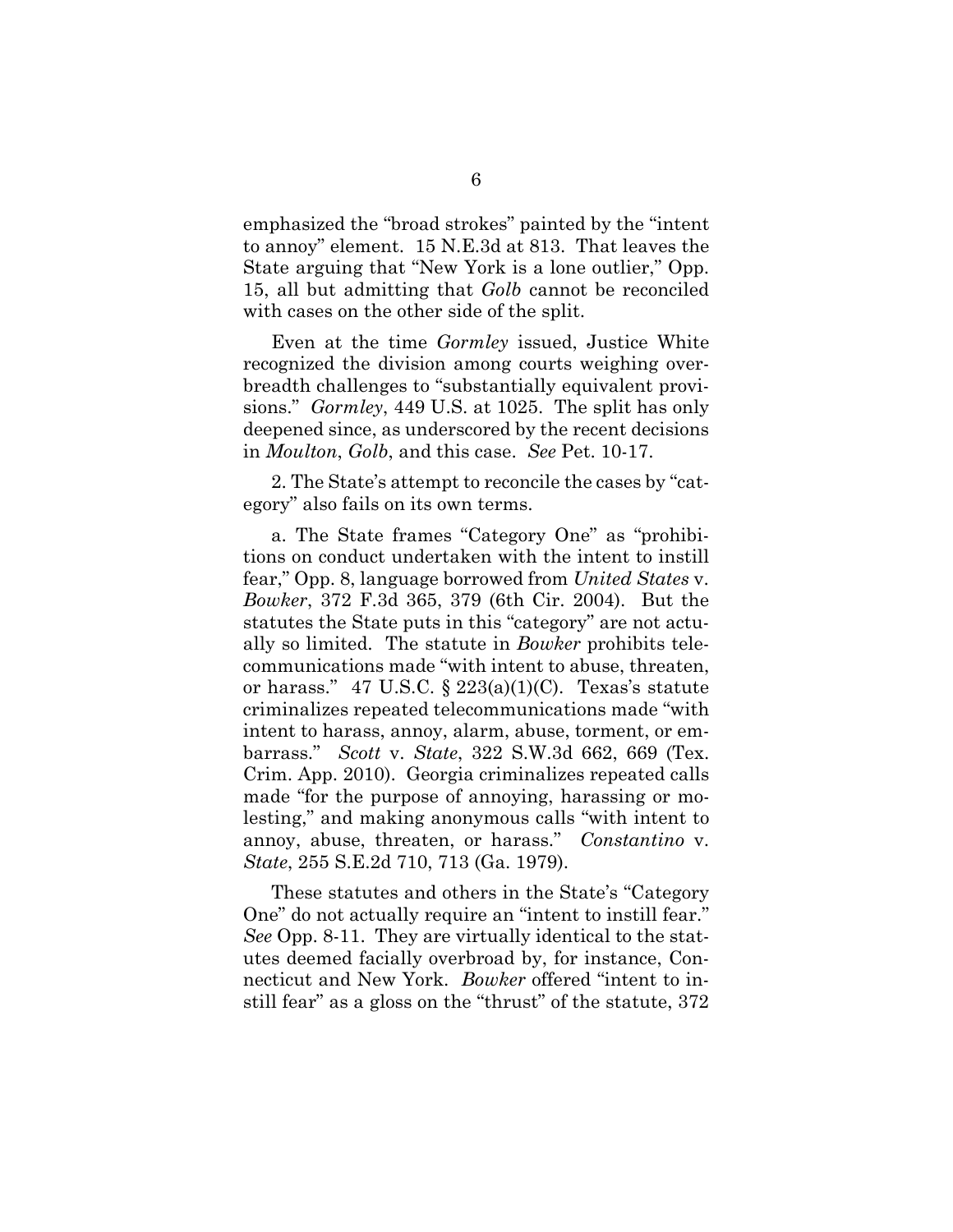emphasized the "broad strokes" painted by the "intent to annoy" element. 15 N.E.3d at 813. That leaves the State arguing that "New York is a lone outlier," Opp. 15, all but admitting that *Golb* cannot be reconciled with cases on the other side of the split.

Even at the time *Gormley* issued, Justice White recognized the division among courts weighing overbreadth challenges to "substantially equivalent provisions." *Gormley*, 449 U.S. at 1025. The split has only deepened since, as underscored by the recent decisions in *Moulton*, *Golb*, and this case. *See* Pet. 10-17.

2. The State's attempt to reconcile the cases by "category" also fails on its own terms.

a. The State frames "Category One" as "prohibitions on conduct undertaken with the intent to instill fear," Opp. 8, language borrowed from *United States* v. *Bowker*, 372 F.3d 365, 379 (6th Cir. 2004). But the statutes the State puts in this "category" are not actually so limited. The statute in *Bowker* prohibits telecommunications made "with intent to abuse, threaten, or harass." 47 U.S.C. § 223(a)(1)(C). Texas's statute criminalizes repeated telecommunications made "with intent to harass, annoy, alarm, abuse, torment, or embarrass." *Scott* v. *State*, 322 S.W.3d 662, 669 (Tex. Crim. App. 2010). Georgia criminalizes repeated calls made "for the purpose of annoying, harassing or molesting," and making anonymous calls "with intent to annoy, abuse, threaten, or harass." *Constantino* v. *State*, 255 S.E.2d 710, 713 (Ga. 1979).

These statutes and others in the State's "Category One" do not actually require an "intent to instill fear." *See* Opp. 8-11. They are virtually identical to the statutes deemed facially overbroad by, for instance, Connecticut and New York. *Bowker* offered "intent to instill fear" as a gloss on the "thrust" of the statute, 372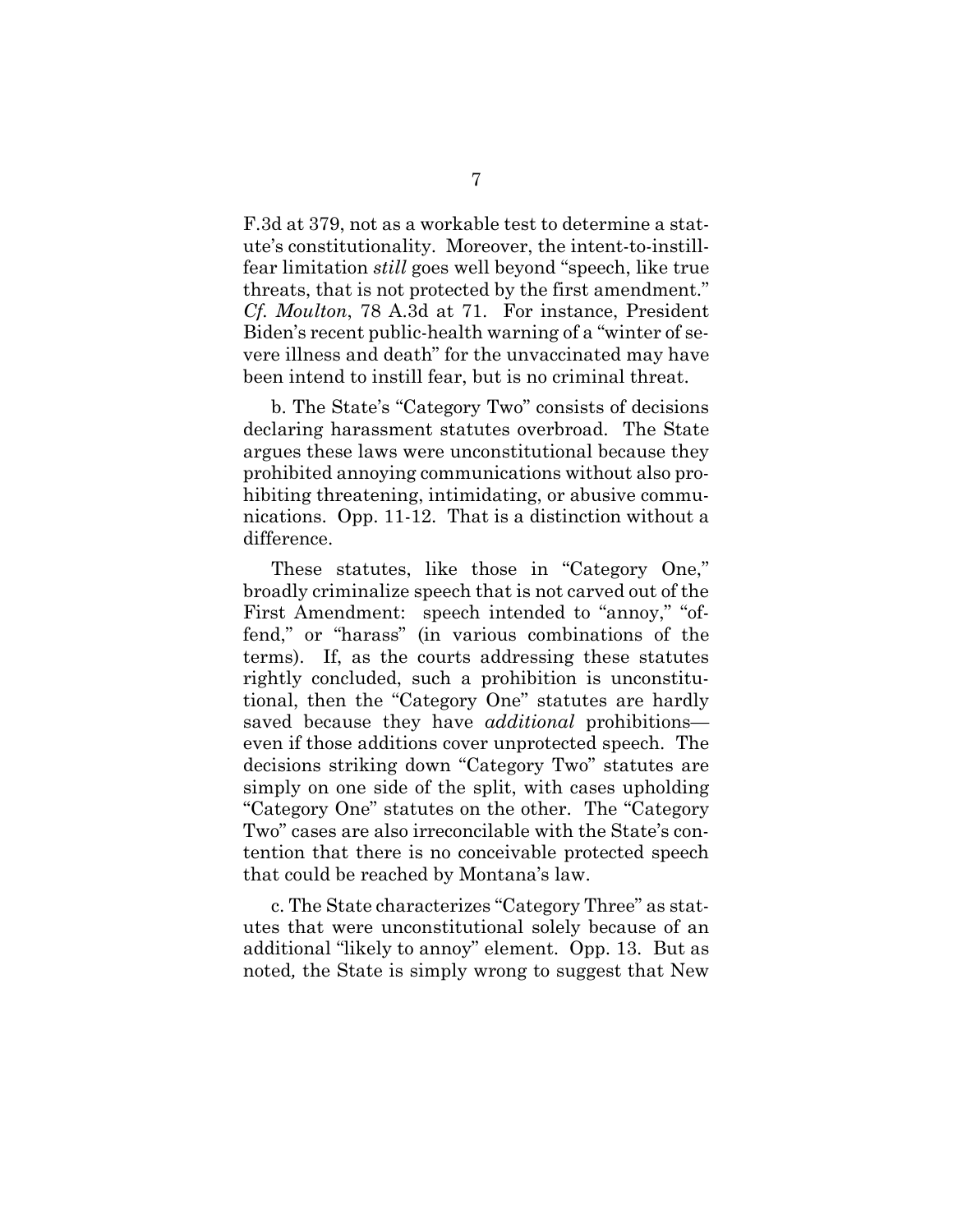F.3d at 379, not as a workable test to determine a statute's constitutionality. Moreover, the intent-to-instill-fear limitation *still* goes well beyond "speech, like true threats, that is not protected by the first amendment." *Cf. Moulton*, 78 A.3d at 71. For instance, President Biden's recent public-health warning of a "winter of severe illness and death" for the unvaccinated may have been intend to instill fear, but is no criminal threat.

b. The State's "Category Two" consists of decisions declaring harassment statutes overbroad. The State argues these laws were unconstitutional because they prohibited annoying communications without also prohibiting threatening, intimidating, or abusive communications. Opp. 11-12. That is a distinction without a difference.

These statutes, like those in "Category One," broadly criminalize speech that is not carved out of the First Amendment: speech intended to "annoy," "offend," or "harass" (in various combinations of the terms). If, as the courts addressing these statutes rightly concluded, such a prohibition is unconstitutional, then the "Category One" statutes are hardly saved because they have *additional* prohibitions—even if those additions cover unprotected speech. The decisions striking down "Category Two" statutes are simply on one side of the split, with cases upholding "Category One" statutes on the other. The "Category Two" cases are also irreconcilable with the State's contention that there is no conceivable protected speech that could be reached by Montana's law.

c. The State characterizes "Category Three" as statutes that were unconstitutional solely because of an additional "likely to annoy" element. Opp. 13. But as noted, the State is simply wrong to suggest that New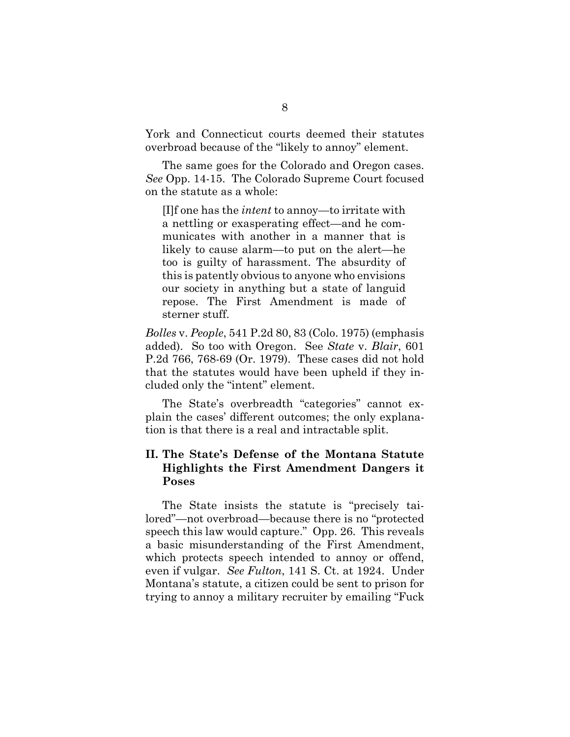York and Connecticut courts deemed their statutes overbroad because of the "likely to annoy" element.

The same goes for the Colorado and Oregon cases. *See* Opp. 14-15. The Colorado Supreme Court focused on the statute as a whole:

> [I]f one has the *intent* to annoy—to irritate with a nettling or exasperating effect—and he communicates with another in a manner that is likely to cause alarm—to put on the alert—he too is guilty of harassment. The absurdity of this is patently obvious to anyone who envisions our society in anything but a state of languid repose. The First Amendment is made of sterner stuff.

*Bolles* v. *People*, 541 P.2d 80, 83 (Colo. 1975) (emphasis added). So too with Oregon. See *State* v. *Blair*, 601 P.2d 766, 768-69 (Or. 1979). These cases did not hold that the statutes would have been upheld if they included only the "intent" element.

The State's overbreadth "categories" cannot explain the cases' different outcomes; the only explanation is that there is a real and intractable split.

## II. The State's Defense of the Montana Statute Highlights the First Amendment Dangers it Poses

The State insists the statute is "precisely tailored"—not overbroad—because there is no "protected speech this law would capture." Opp. 26. This reveals a basic misunderstanding of the First Amendment, which protects speech intended to annoy or offend, even if vulgar. *See Fulton*, 141 S. Ct. at 1924. Under Montana's statute, a citizen could be sent to prison for trying to annoy a military recruiter by emailing "Fuck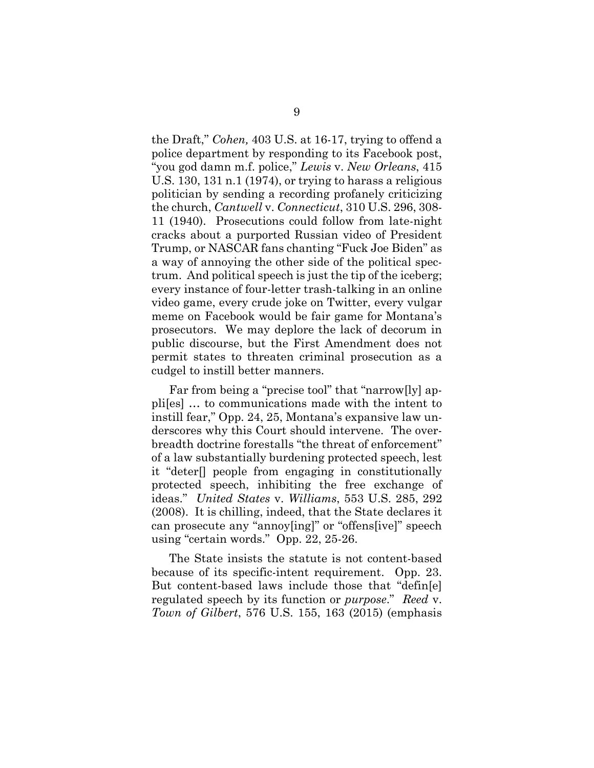the Draft," *Cohen,* 403 U.S. at 16-17, trying to offend a police department by responding to its Facebook post, "you god damn m.f. police," *Lewis* v. *New Orleans*, 415 U.S. 130, 131 n.1 (1974), or trying to harass a religious politician by sending a recording profanely criticizing the church, *Cantwell* v. *Connecticut*, 310 U.S. 296, 308-11 (1940). Prosecutions could follow from late-night cracks about a purported Russian video of President Trump, or NASCAR fans chanting "Fuck Joe Biden" as a way of annoying the other side of the political spectrum. And political speech is just the tip of the iceberg; every instance of four-letter trash-talking in an online video game, every crude joke on Twitter, every vulgar meme on Facebook would be fair game for Montana's prosecutors. We may deplore the lack of decorum in public discourse, but the First Amendment does not permit states to threaten criminal prosecution as a cudgel to instill better manners.

Far from being a "precise tool" that "narrow[ly] appli[es] … to communications made with the intent to instill fear," Opp. 24, 25, Montana's expansive law underscores why this Court should intervene. The overbreadth doctrine forestalls "the threat of enforcement" of a law substantially burdening protected speech, lest it "deter[] people from engaging in constitutionally protected speech, inhibiting the free exchange of ideas." *United States* v. *Williams*, 553 U.S. 285, 292 (2008). It is chilling, indeed, that the State declares it can prosecute any "annoy[ing]" or "offens[ive]" speech using "certain words." Opp. 22, 25-26.

The State insists the statute is not content-based because of its specific-intent requirement. Opp. 23. But content-based laws include those that "defin[e] regulated speech by its function or *purpose*." *Reed* v. *Town of Gilbert*, 576 U.S. 155, 163 (2015) (emphasis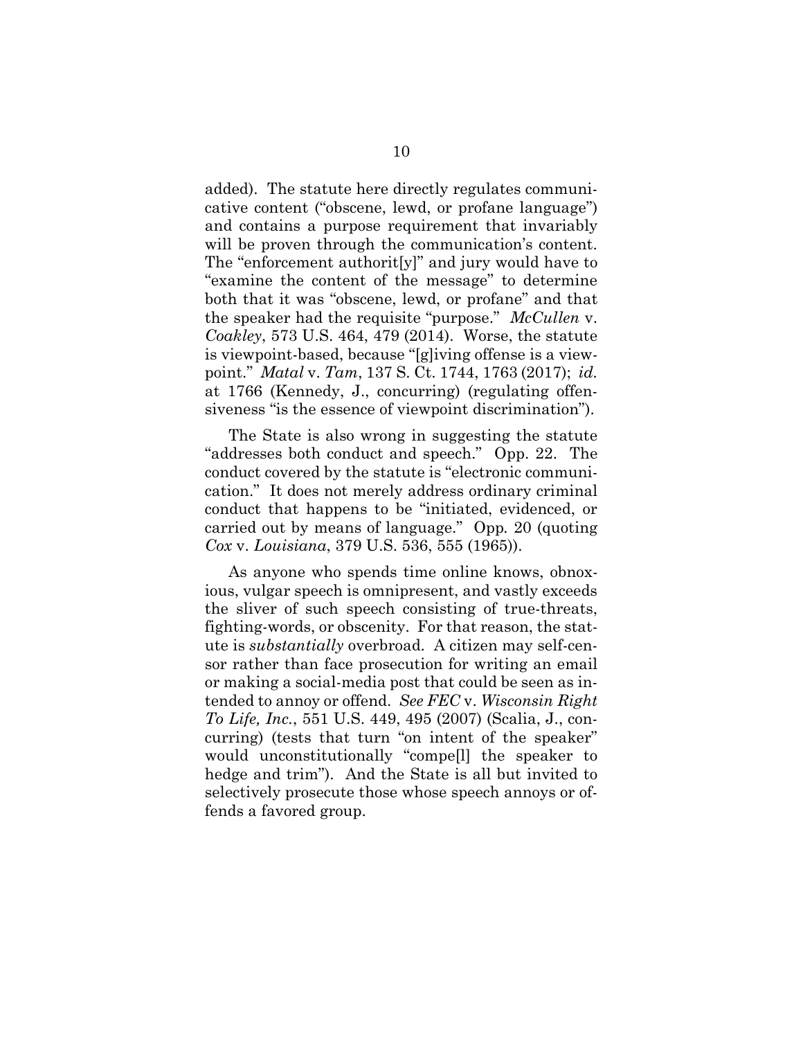added). The statute here directly regulates communicative content ("obscene, lewd, or profane language") and contains a purpose requirement that invariably will be proven through the communication's content. The "enforcement authorit[y]" and jury would have to "examine the content of the message" to determine both that it was "obscene, lewd, or profane" and that the speaker had the requisite "purpose." *McCullen* v. *Coakley*, 573 U.S. 464, 479 (2014). Worse, the statute is viewpoint-based, because "[g]iving offense is a viewpoint." *Matal* v. *Tam*, 137 S. Ct. 1744, 1763 (2017); *id.* at 1766 (Kennedy, J., concurring) (regulating offensiveness "is the essence of viewpoint discrimination").

The State is also wrong in suggesting the statute "addresses both conduct and speech." Opp. 22. The conduct covered by the statute is "electronic communication." It does not merely address ordinary criminal conduct that happens to be "initiated, evidenced, or carried out by means of language." Opp. 20 (quoting *Cox* v. *Louisiana*, 379 U.S. 536, 555 (1965)).

As anyone who spends time online knows, obnoxious, vulgar speech is omnipresent, and vastly exceeds the sliver of such speech consisting of true-threats, fighting-words, or obscenity. For that reason, the statute is *substantially* overbroad. A citizen may self-censor rather than face prosecution for writing an email or making a social-media post that could be seen as intended to annoy or offend. *See FEC* v. *Wisconsin Right To Life, Inc.*, 551 U.S. 449, 495 (2007) (Scalia, J., concurring) (tests that turn "on intent of the speaker" would unconstitutionally "compe[l] the speaker to hedge and trim"). And the State is all but invited to selectively prosecute those whose speech annoys or offends a favored group.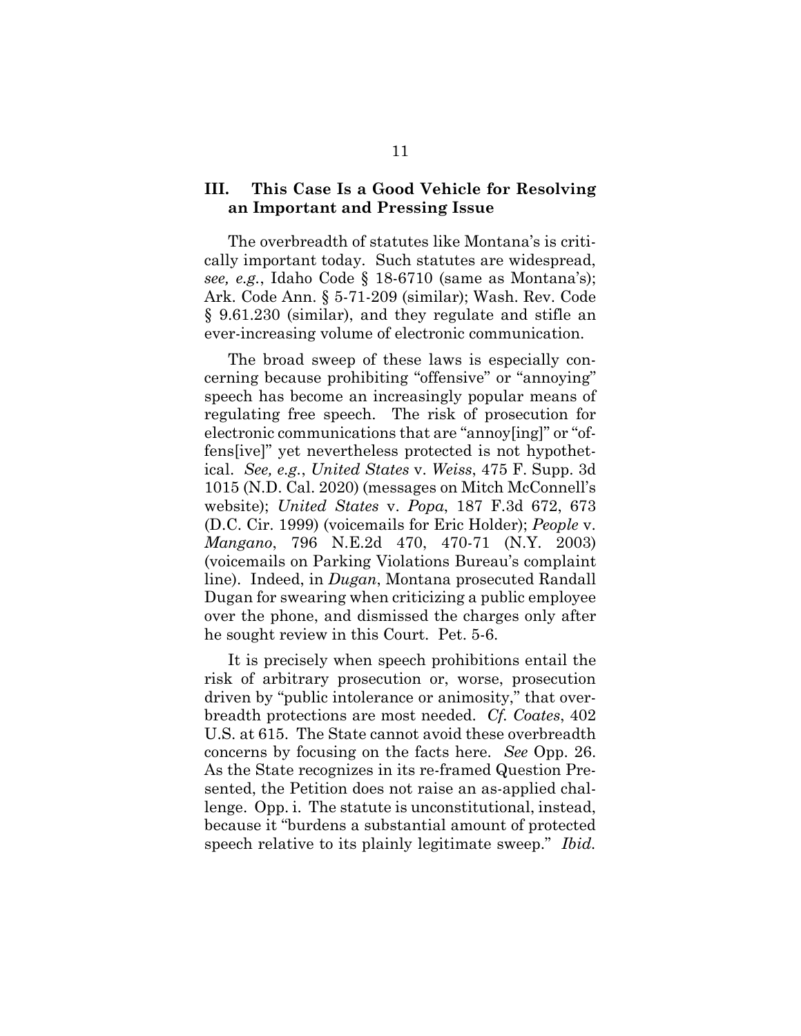## III. This Case Is a Good Vehicle for Resolving an Important and Pressing Issue

The overbreadth of statutes like Montana's is critically important today. Such statutes are widespread, *see, e.g.*, Idaho Code § 18-6710 (same as Montana's); Ark. Code Ann. § 5-71-209 (similar); Wash. Rev. Code § 9.61.230 (similar), and they regulate and stifle an ever-increasing volume of electronic communication.

The broad sweep of these laws is especially concerning because prohibiting "offensive" or "annoying" speech has become an increasingly popular means of regulating free speech. The risk of prosecution for electronic communications that are "annoy[ing]" or "offens[ive]" yet nevertheless protected is not hypothetical. *See, e.g.*, *United States* v. *Weiss*, 475 F. Supp. 3d 1015 (N.D. Cal. 2020) (messages on Mitch McConnell's website); *United States* v. *Popa*, 187 F.3d 672, 673 (D.C. Cir. 1999) (voicemails for Eric Holder); *People* v. *Mangano*, 796 N.E.2d 470, 470-71 (N.Y. 2003) (voicemails on Parking Violations Bureau's complaint line). Indeed, in *Dugan*, Montana prosecuted Randall Dugan for swearing when criticizing a public employee over the phone, and dismissed the charges only after he sought review in this Court. Pet. 5-6.

It is precisely when speech prohibitions entail the risk of arbitrary prosecution or, worse, prosecution driven by "public intolerance or animosity," that overbreadth protections are most needed. *Cf. Coates*, 402 U.S. at 615. The State cannot avoid these overbreadth concerns by focusing on the facts here. *See* Opp. 26. As the State recognizes in its re-framed Question Presented, the Petition does not raise an as-applied challenge. Opp. i. The statute is unconstitutional, instead, because it "burdens a substantial amount of protected speech relative to its plainly legitimate sweep." *Ibid.*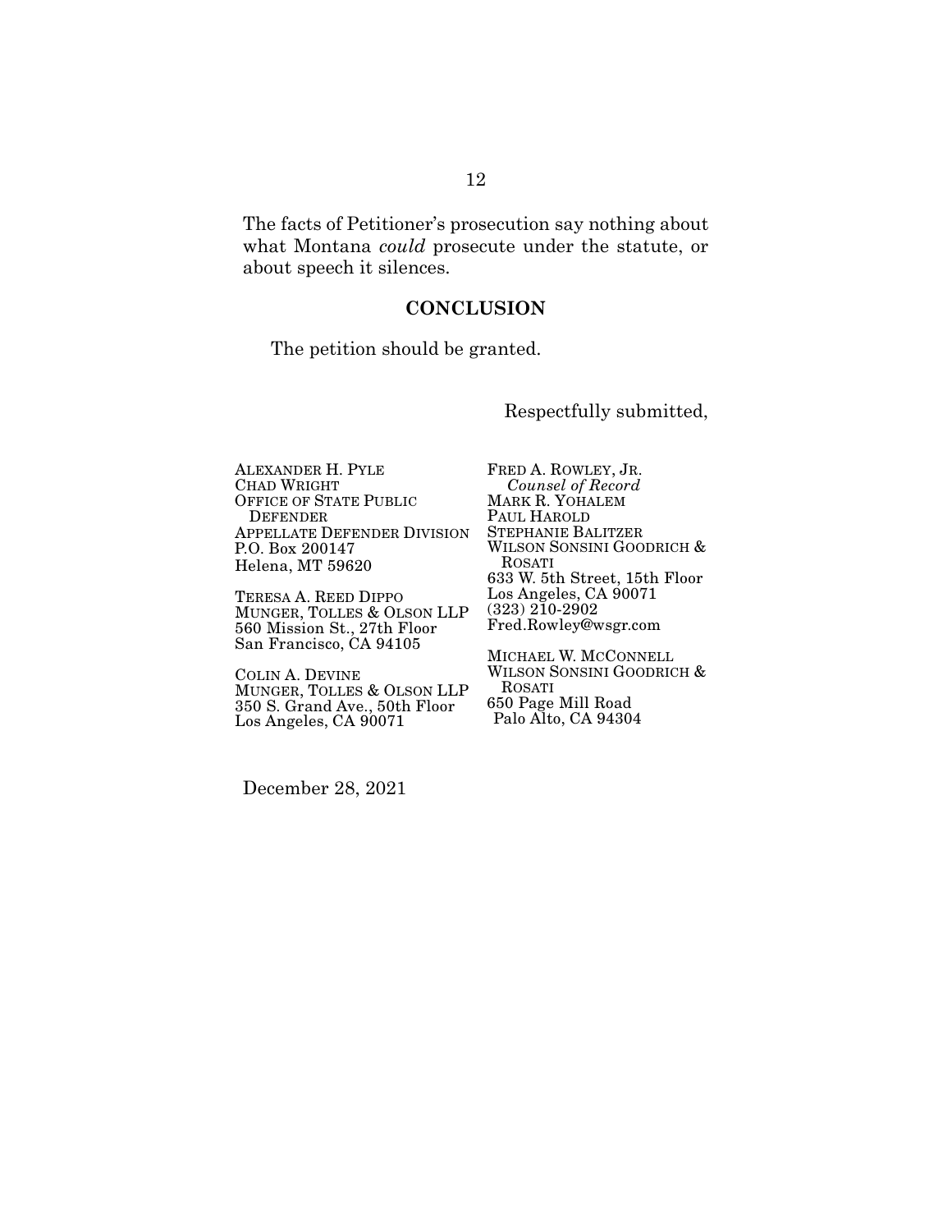The facts of Petitioner's prosecution say nothing about what Montana *could* prosecute under the statute, or about speech it silences.

## CONCLUSION

The petition should be granted.

Respectfully submitted,

ALEXANDER H. PYLE
CHAD WRIGHT
OFFICE OF STATE PUBLIC DEFENDER
APPELLATE DEFENDER DIVISION
P.O. Box 200147
Helena, MT 59620

TERESA A. REED DIPPO
MUNGER, TOLLES & OLSON LLP
560 Mission St., 27th Floor
San Francisco, CA 94105

COLIN A. DEVINE
MUNGER, TOLLES & OLSON LLP
350 S. Grand Ave., 50th Floor
Los Angeles, CA 90071

FRED A. ROWLEY, JR.
*Counsel of Record*
MARK R. YOHALEM
PAUL HAROLD
STEPHANIE BALITZER
WILSON SONSINI GOODRICH & ROSATI
633 W. 5th Street, 15th Floor
Los Angeles, CA 90071
(323) 210-2902
Fred.Rowley@wsgr.com

MICHAEL W. MCCONNELL
WILSON SONSINI GOODRICH & ROSATI
650 Page Mill Road
Palo Alto, CA 94304

December 28, 2021